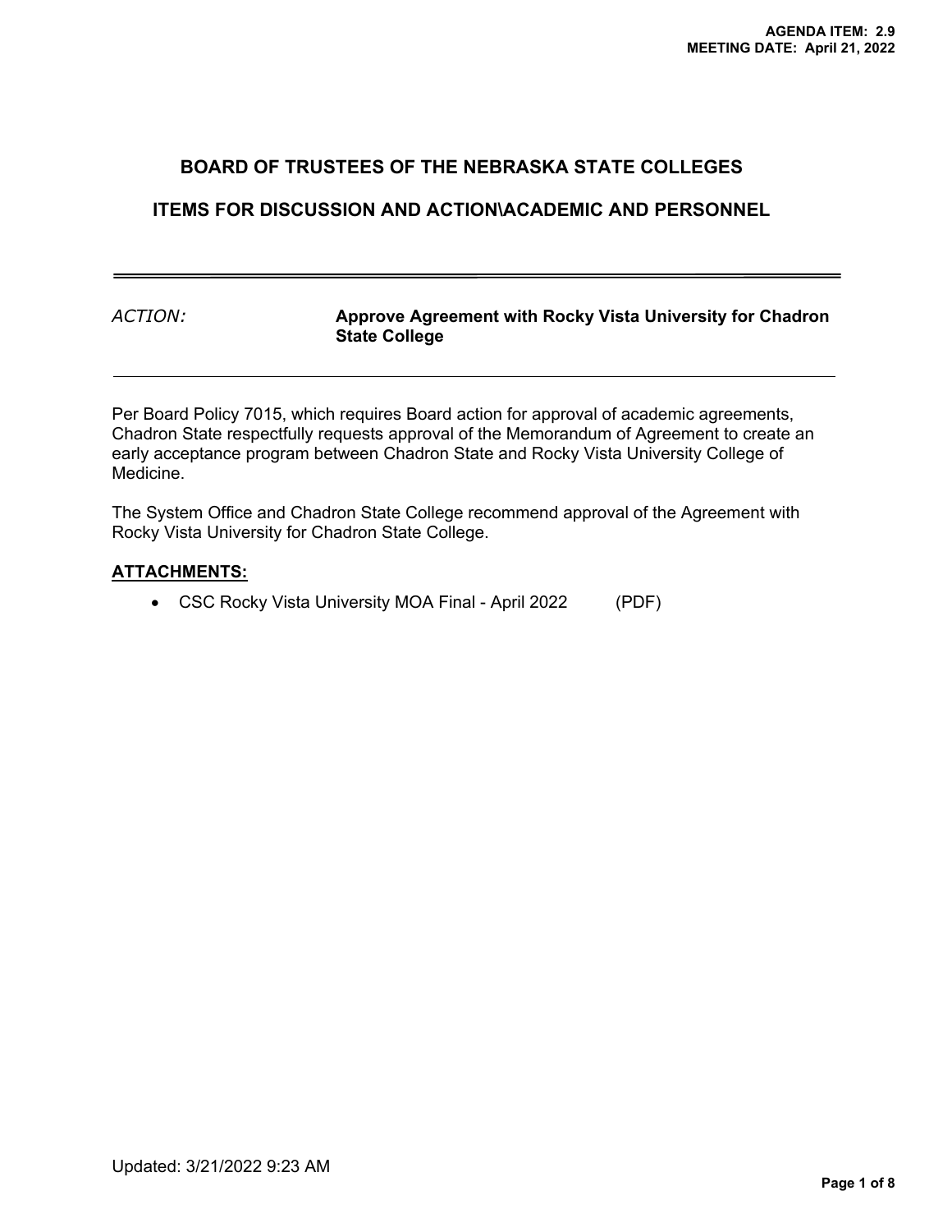AGENDA ITEM: 2.9
MEETING DATE: April 21, 2022

## BOARD OF TRUSTEES OF THE NEBRASKA STATE COLLEGES

## ITEMS FOR DISCUSSION AND ACTION\ACADEMIC AND PERSONNEL

---

*ACTION:* **Approve Agreement with Rocky Vista University for Chadron State College**

---

Per Board Policy 7015, which requires Board action for approval of academic agreements, Chadron State respectfully requests approval of the Memorandum of Agreement to create an early acceptance program between Chadron State and Rocky Vista University College of Medicine.

The System Office and Chadron State College recommend approval of the Agreement with Rocky Vista University for Chadron State College.

**ATTACHMENTS:**

- CSC Rocky Vista University MOA Final - April 2022 (PDF)

Updated: 3/21/2022 9:23 AM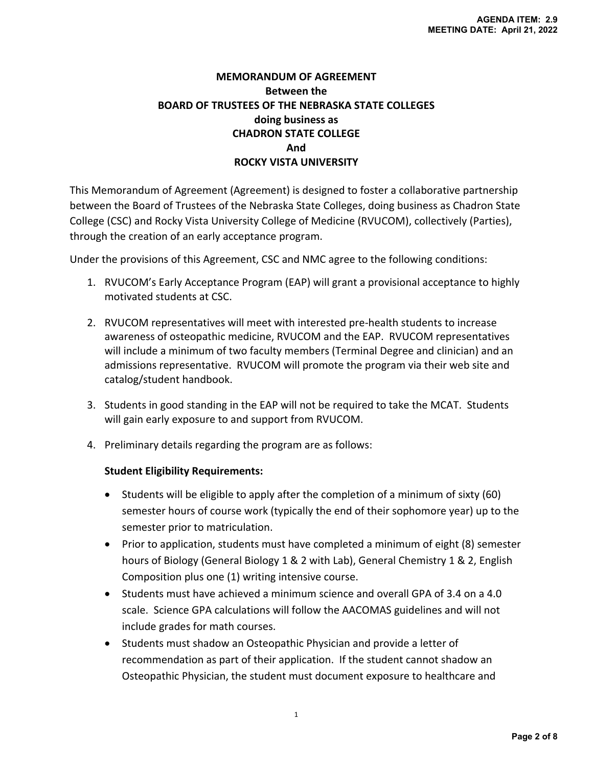# MEMORANDUM OF AGREEMENT
## Between the
## BOARD OF TRUSTEES OF THE NEBRASKA STATE COLLEGES
## doing business as
## CHADRON STATE COLLEGE
## And
## ROCKY VISTA UNIVERSITY

This Memorandum of Agreement (Agreement) is designed to foster a collaborative partnership between the Board of Trustees of the Nebraska State Colleges, doing business as Chadron State College (CSC) and Rocky Vista University College of Medicine (RVUCOM), collectively (Parties), through the creation of an early acceptance program.

Under the provisions of this Agreement, CSC and NMC agree to the following conditions:

1. RVUCOM's Early Acceptance Program (EAP) will grant a provisional acceptance to highly motivated students at CSC.

2. RVUCOM representatives will meet with interested pre-health students to increase awareness of osteopathic medicine, RVUCOM and the EAP. RVUCOM representatives will include a minimum of two faculty members (Terminal Degree and clinician) and an admissions representative. RVUCOM will promote the program via their web site and catalog/student handbook.

3. Students in good standing in the EAP will not be required to take the MCAT. Students will gain early exposure to and support from RVUCOM.

4. Preliminary details regarding the program are as follows:

   **Student Eligibility Requirements:**

   - Students will be eligible to apply after the completion of a minimum of sixty (60) semester hours of course work (typically the end of their sophomore year) up to the semester prior to matriculation.
   - Prior to application, students must have completed a minimum of eight (8) semester hours of Biology (General Biology 1 & 2 with Lab), General Chemistry 1 & 2, English Composition plus one (1) writing intensive course.
   - Students must have achieved a minimum science and overall GPA of 3.4 on a 4.0 scale. Science GPA calculations will follow the AACOMAS guidelines and will not include grades for math courses.
   - Students must shadow an Osteopathic Physician and provide a letter of recommendation as part of their application. If the student cannot shadow an Osteopathic Physician, the student must document exposure to healthcare and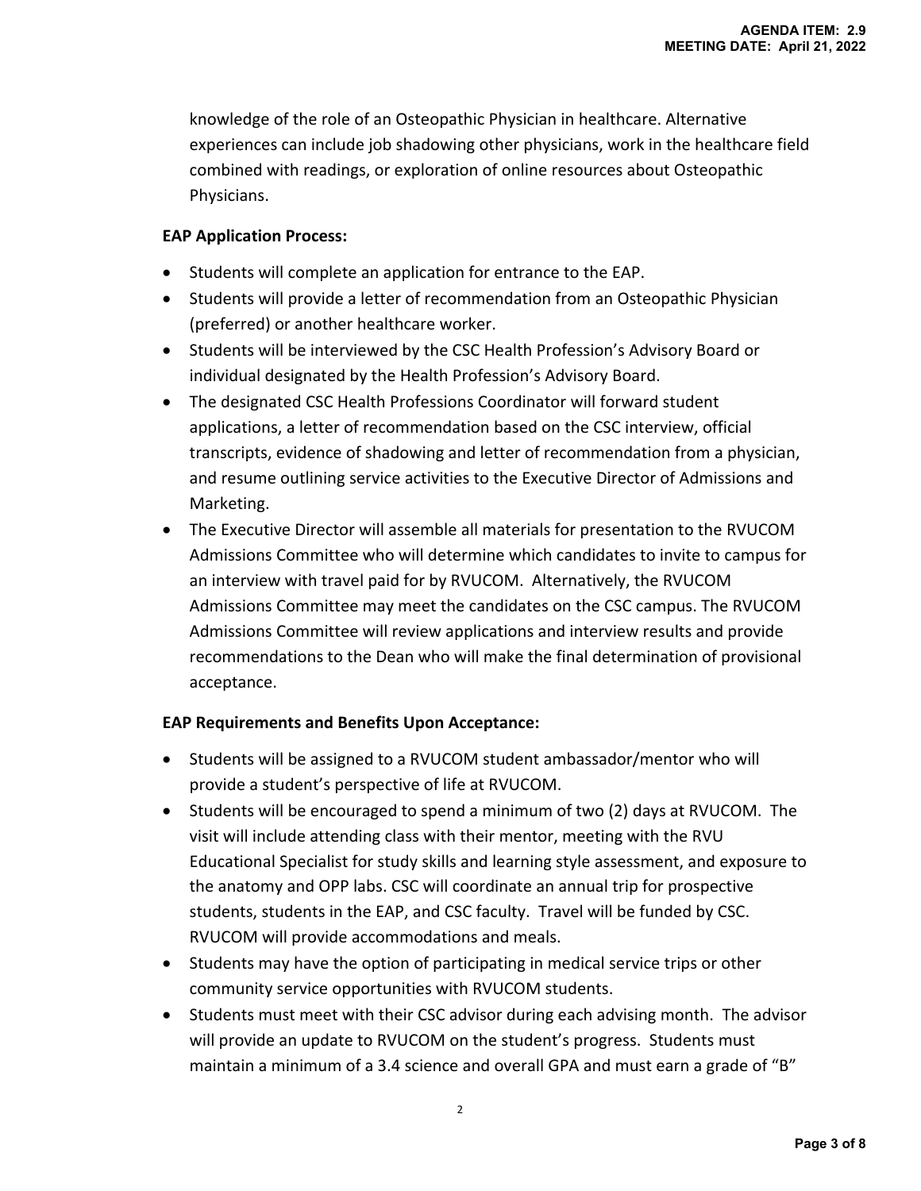knowledge of the role of an Osteopathic Physician in healthcare. Alternative experiences can include job shadowing other physicians, work in the healthcare field combined with readings, or exploration of online resources about Osteopathic Physicians.

**EAP Application Process:**

- Students will complete an application for entrance to the EAP.
- Students will provide a letter of recommendation from an Osteopathic Physician (preferred) or another healthcare worker.
- Students will be interviewed by the CSC Health Profession's Advisory Board or individual designated by the Health Profession's Advisory Board.
- The designated CSC Health Professions Coordinator will forward student applications, a letter of recommendation based on the CSC interview, official transcripts, evidence of shadowing and letter of recommendation from a physician, and resume outlining service activities to the Executive Director of Admissions and Marketing.
- The Executive Director will assemble all materials for presentation to the RVUCOM Admissions Committee who will determine which candidates to invite to campus for an interview with travel paid for by RVUCOM. Alternatively, the RVUCOM Admissions Committee may meet the candidates on the CSC campus. The RVUCOM Admissions Committee will review applications and interview results and provide recommendations to the Dean who will make the final determination of provisional acceptance.

**EAP Requirements and Benefits Upon Acceptance:**

- Students will be assigned to a RVUCOM student ambassador/mentor who will provide a student's perspective of life at RVUCOM.
- Students will be encouraged to spend a minimum of two (2) days at RVUCOM. The visit will include attending class with their mentor, meeting with the RVU Educational Specialist for study skills and learning style assessment, and exposure to the anatomy and OPP labs. CSC will coordinate an annual trip for prospective students, students in the EAP, and CSC faculty. Travel will be funded by CSC. RVUCOM will provide accommodations and meals.
- Students may have the option of participating in medical service trips or other community service opportunities with RVUCOM students.
- Students must meet with their CSC advisor during each advising month. The advisor will provide an update to RVUCOM on the student's progress. Students must maintain a minimum of a 3.4 science and overall GPA and must earn a grade of "B"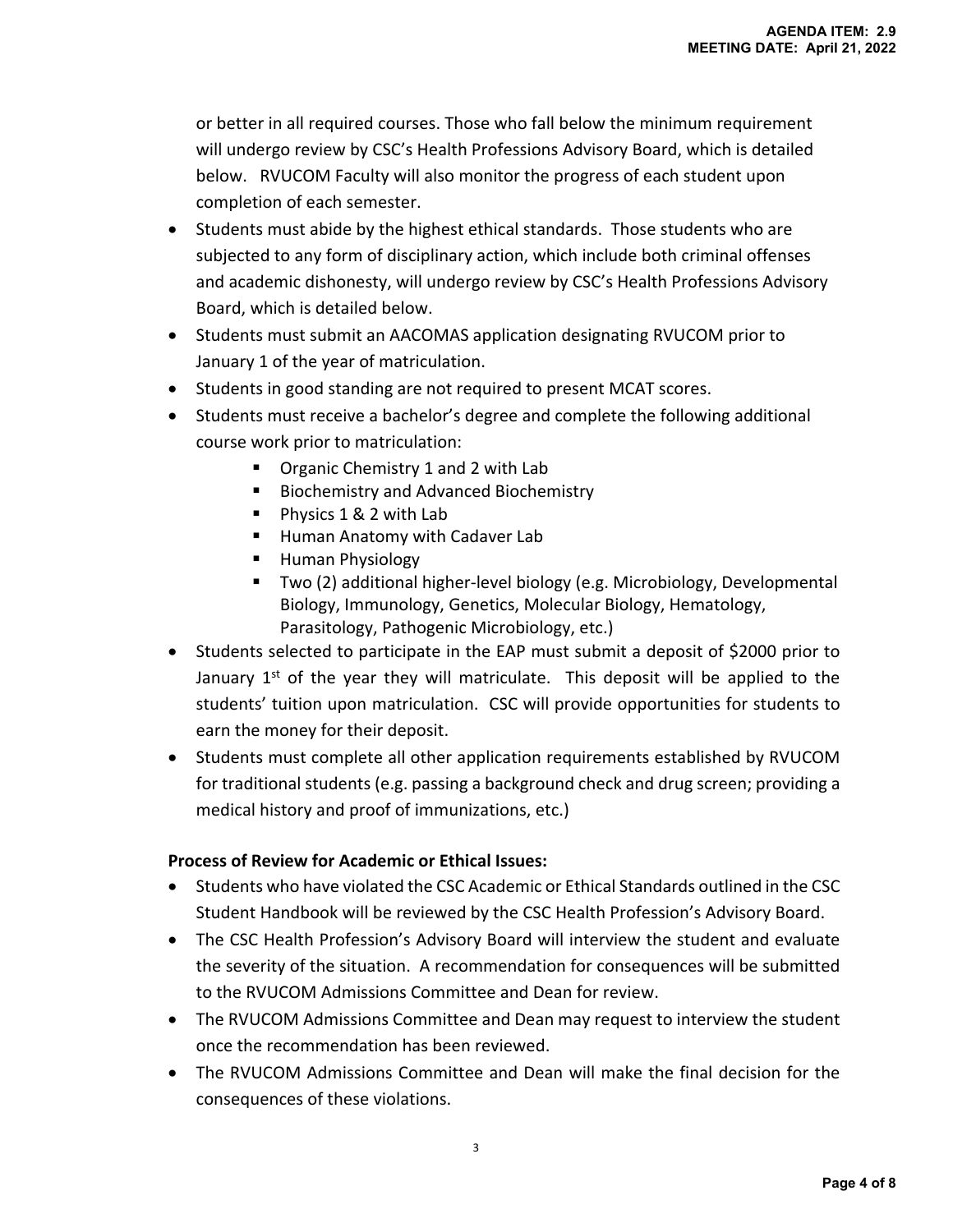or better in all required courses. Those who fall below the minimum requirement will undergo review by CSC's Health Professions Advisory Board, which is detailed below. RVUCOM Faculty will also monitor the progress of each student upon completion of each semester.

- Students must abide by the highest ethical standards. Those students who are subjected to any form of disciplinary action, which include both criminal offenses and academic dishonesty, will undergo review by CSC's Health Professions Advisory Board, which is detailed below.
- Students must submit an AACOMAS application designating RVUCOM prior to January 1 of the year of matriculation.
- Students in good standing are not required to present MCAT scores.
- Students must receive a bachelor's degree and complete the following additional course work prior to matriculation:
  - Organic Chemistry 1 and 2 with Lab
  - Biochemistry and Advanced Biochemistry
  - Physics 1 & 2 with Lab
  - Human Anatomy with Cadaver Lab
  - Human Physiology
  - Two (2) additional higher-level biology (e.g. Microbiology, Developmental Biology, Immunology, Genetics, Molecular Biology, Hematology, Parasitology, Pathogenic Microbiology, etc.)
- Students selected to participate in the EAP must submit a deposit of $2000 prior to January 1st of the year they will matriculate. This deposit will be applied to the students' tuition upon matriculation. CSC will provide opportunities for students to earn the money for their deposit.
- Students must complete all other application requirements established by RVUCOM for traditional students (e.g. passing a background check and drug screen; providing a medical history and proof of immunizations, etc.)

**Process of Review for Academic or Ethical Issues:**

- Students who have violated the CSC Academic or Ethical Standards outlined in the CSC Student Handbook will be reviewed by the CSC Health Profession's Advisory Board.
- The CSC Health Profession's Advisory Board will interview the student and evaluate the severity of the situation. A recommendation for consequences will be submitted to the RVUCOM Admissions Committee and Dean for review.
- The RVUCOM Admissions Committee and Dean may request to interview the student once the recommendation has been reviewed.
- The RVUCOM Admissions Committee and Dean will make the final decision for the consequences of these violations.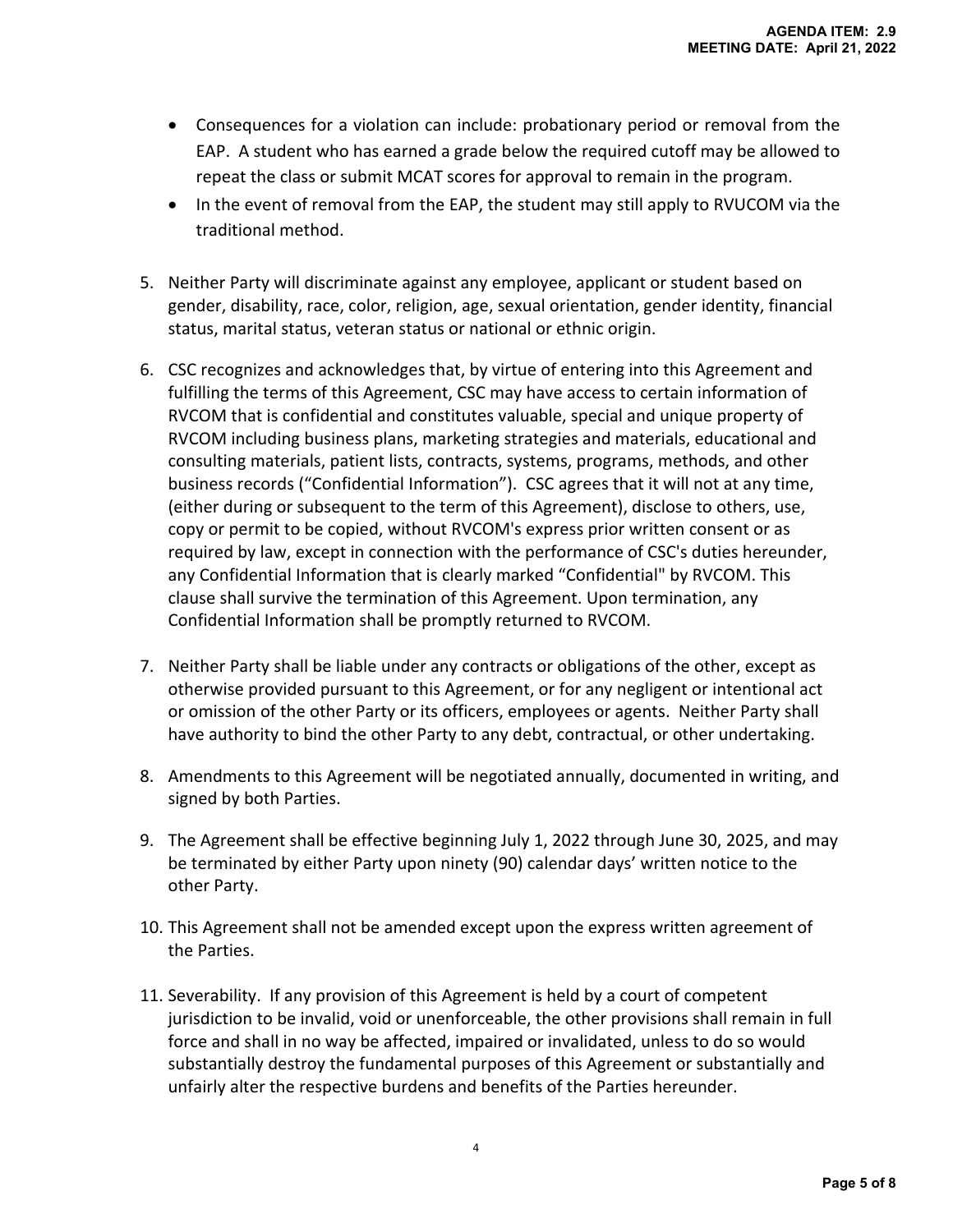- Consequences for a violation can include: probationary period or removal from the EAP. A student who has earned a grade below the required cutoff may be allowed to repeat the class or submit MCAT scores for approval to remain in the program.
- In the event of removal from the EAP, the student may still apply to RVUCOM via the traditional method.

5. Neither Party will discriminate against any employee, applicant or student based on gender, disability, race, color, religion, age, sexual orientation, gender identity, financial status, marital status, veteran status or national or ethnic origin.

6. CSC recognizes and acknowledges that, by virtue of entering into this Agreement and fulfilling the terms of this Agreement, CSC may have access to certain information of RVCOM that is confidential and constitutes valuable, special and unique property of RVCOM including business plans, marketing strategies and materials, educational and consulting materials, patient lists, contracts, systems, programs, methods, and other business records ("Confidential Information"). CSC agrees that it will not at any time, (either during or subsequent to the term of this Agreement), disclose to others, use, copy or permit to be copied, without RVCOM's express prior written consent or as required by law, except in connection with the performance of CSC's duties hereunder, any Confidential Information that is clearly marked "Confidential" by RVCOM. This clause shall survive the termination of this Agreement. Upon termination, any Confidential Information shall be promptly returned to RVCOM.

7. Neither Party shall be liable under any contracts or obligations of the other, except as otherwise provided pursuant to this Agreement, or for any negligent or intentional act or omission of the other Party or its officers, employees or agents. Neither Party shall have authority to bind the other Party to any debt, contractual, or other undertaking.

8. Amendments to this Agreement will be negotiated annually, documented in writing, and signed by both Parties.

9. The Agreement shall be effective beginning July 1, 2022 through June 30, 2025, and may be terminated by either Party upon ninety (90) calendar days' written notice to the other Party.

10. This Agreement shall not be amended except upon the express written agreement of the Parties.

11. Severability. If any provision of this Agreement is held by a court of competent jurisdiction to be invalid, void or unenforceable, the other provisions shall remain in full force and shall in no way be affected, impaired or invalidated, unless to do so would substantially destroy the fundamental purposes of this Agreement or substantially and unfairly alter the respective burdens and benefits of the Parties hereunder.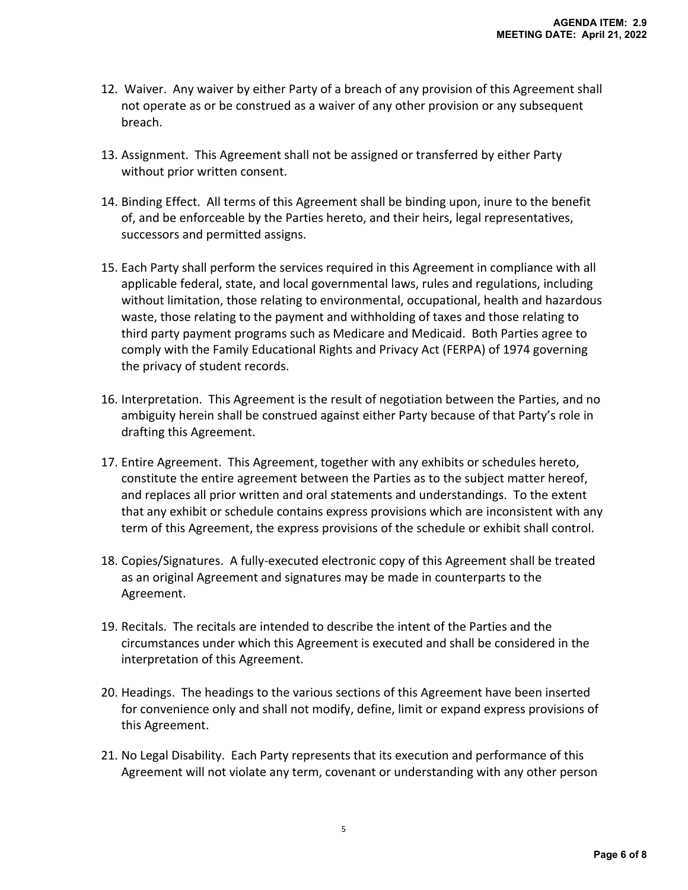12. Waiver. Any waiver by either Party of a breach of any provision of this Agreement shall not operate as or be construed as a waiver of any other provision or any subsequent breach.

13. Assignment. This Agreement shall not be assigned or transferred by either Party without prior written consent.

14. Binding Effect. All terms of this Agreement shall be binding upon, inure to the benefit of, and be enforceable by the Parties hereto, and their heirs, legal representatives, successors and permitted assigns.

15. Each Party shall perform the services required in this Agreement in compliance with all applicable federal, state, and local governmental laws, rules and regulations, including without limitation, those relating to environmental, occupational, health and hazardous waste, those relating to the payment and withholding of taxes and those relating to third party payment programs such as Medicare and Medicaid. Both Parties agree to comply with the Family Educational Rights and Privacy Act (FERPA) of 1974 governing the privacy of student records.

16. Interpretation. This Agreement is the result of negotiation between the Parties, and no ambiguity herein shall be construed against either Party because of that Party's role in drafting this Agreement.

17. Entire Agreement. This Agreement, together with any exhibits or schedules hereto, constitute the entire agreement between the Parties as to the subject matter hereof, and replaces all prior written and oral statements and understandings. To the extent that any exhibit or schedule contains express provisions which are inconsistent with any term of this Agreement, the express provisions of the schedule or exhibit shall control.

18. Copies/Signatures. A fully-executed electronic copy of this Agreement shall be treated as an original Agreement and signatures may be made in counterparts to the Agreement.

19. Recitals. The recitals are intended to describe the intent of the Parties and the circumstances under which this Agreement is executed and shall be considered in the interpretation of this Agreement.

20. Headings. The headings to the various sections of this Agreement have been inserted for convenience only and shall not modify, define, limit or expand express provisions of this Agreement.

21. No Legal Disability. Each Party represents that its execution and performance of this Agreement will not violate any term, covenant or understanding with any other person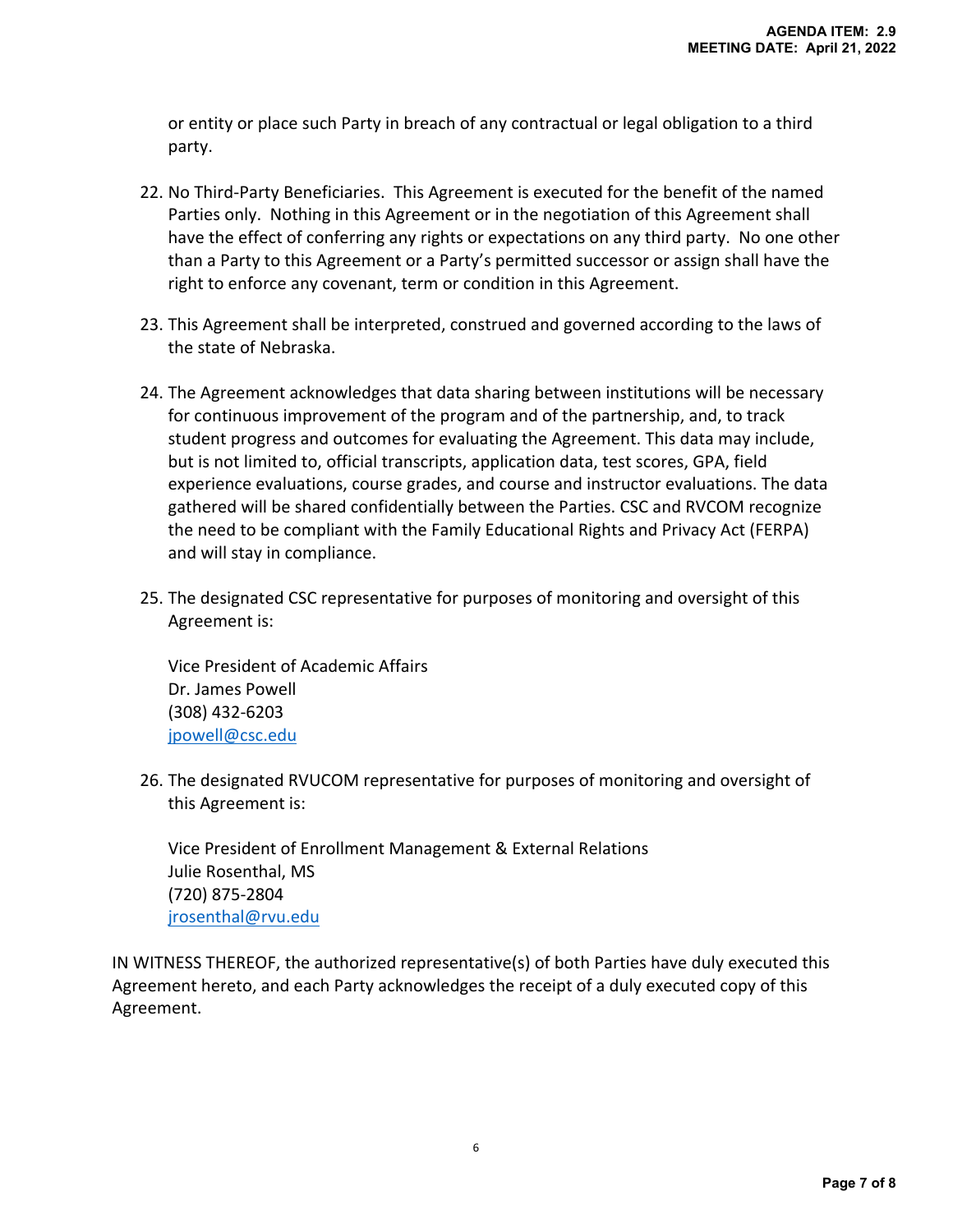or entity or place such Party in breach of any contractual or legal obligation to a third party.

22. No Third-Party Beneficiaries. This Agreement is executed for the benefit of the named Parties only. Nothing in this Agreement or in the negotiation of this Agreement shall have the effect of conferring any rights or expectations on any third party. No one other than a Party to this Agreement or a Party's permitted successor or assign shall have the right to enforce any covenant, term or condition in this Agreement.

23. This Agreement shall be interpreted, construed and governed according to the laws of the state of Nebraska.

24. The Agreement acknowledges that data sharing between institutions will be necessary for continuous improvement of the program and of the partnership, and, to track student progress and outcomes for evaluating the Agreement. This data may include, but is not limited to, official transcripts, application data, test scores, GPA, field experience evaluations, course grades, and course and instructor evaluations. The data gathered will be shared confidentially between the Parties. CSC and RVCOM recognize the need to be compliant with the Family Educational Rights and Privacy Act (FERPA) and will stay in compliance.

25. The designated CSC representative for purposes of monitoring and oversight of this Agreement is:

    Vice President of Academic Affairs
    Dr. James Powell
    (308) 432-6203
    jpowell@csc.edu

26. The designated RVUCOM representative for purposes of monitoring and oversight of this Agreement is:

    Vice President of Enrollment Management & External Relations
    Julie Rosenthal, MS
    (720) 875-2804
    jrosenthal@rvu.edu

IN WITNESS THEREOF, the authorized representative(s) of both Parties have duly executed this Agreement hereto, and each Party acknowledges the receipt of a duly executed copy of this Agreement.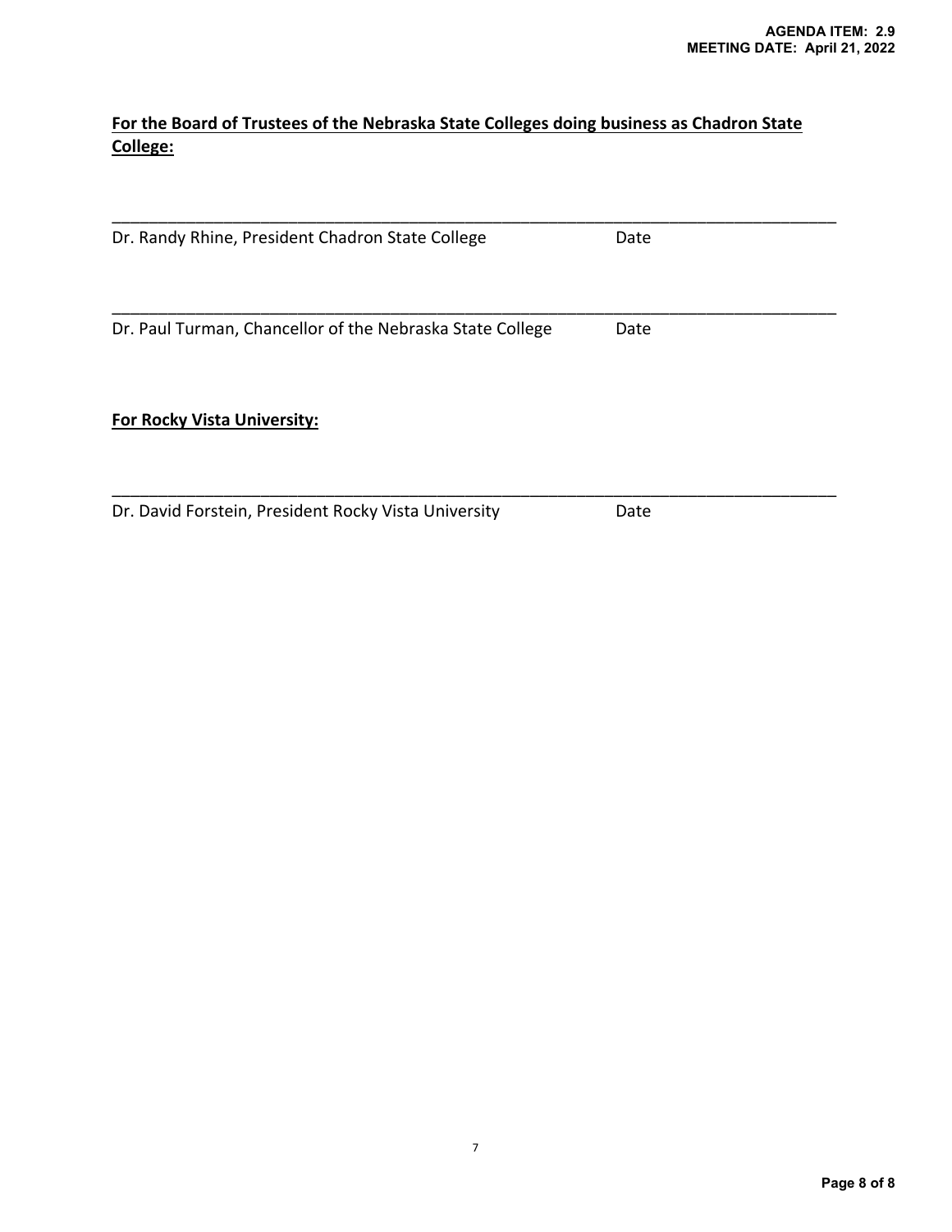**For the Board of Trustees of the Nebraska State Colleges doing business as Chadron State College:**

\_\_\_\_\_\_\_\_\_\_\_\_\_\_\_\_\_\_\_\_\_\_\_\_\_\_\_\_\_\_\_\_\_\_\_\_\_\_\_\_\_\_\_\_\_\_\_\_\_\_\_\_\_\_\_\_\_\_\_\_\_\_\_\_\_\_\_\_\_\_\_\_\_\_\_\_\_\_

Dr. Randy Rhine, President Chadron State College Date

\_\_\_\_\_\_\_\_\_\_\_\_\_\_\_\_\_\_\_\_\_\_\_\_\_\_\_\_\_\_\_\_\_\_\_\_\_\_\_\_\_\_\_\_\_\_\_\_\_\_\_\_\_\_\_\_\_\_\_\_\_\_\_\_\_\_\_\_\_\_\_\_\_\_\_\_\_\_

Dr. Paul Turman, Chancellor of the Nebraska State College Date

**For Rocky Vista University:**

\_\_\_\_\_\_\_\_\_\_\_\_\_\_\_\_\_\_\_\_\_\_\_\_\_\_\_\_\_\_\_\_\_\_\_\_\_\_\_\_\_\_\_\_\_\_\_\_\_\_\_\_\_\_\_\_\_\_\_\_\_\_\_\_\_\_\_\_\_\_\_\_\_\_\_\_\_\_

Dr. David Forstein, President Rocky Vista University Date